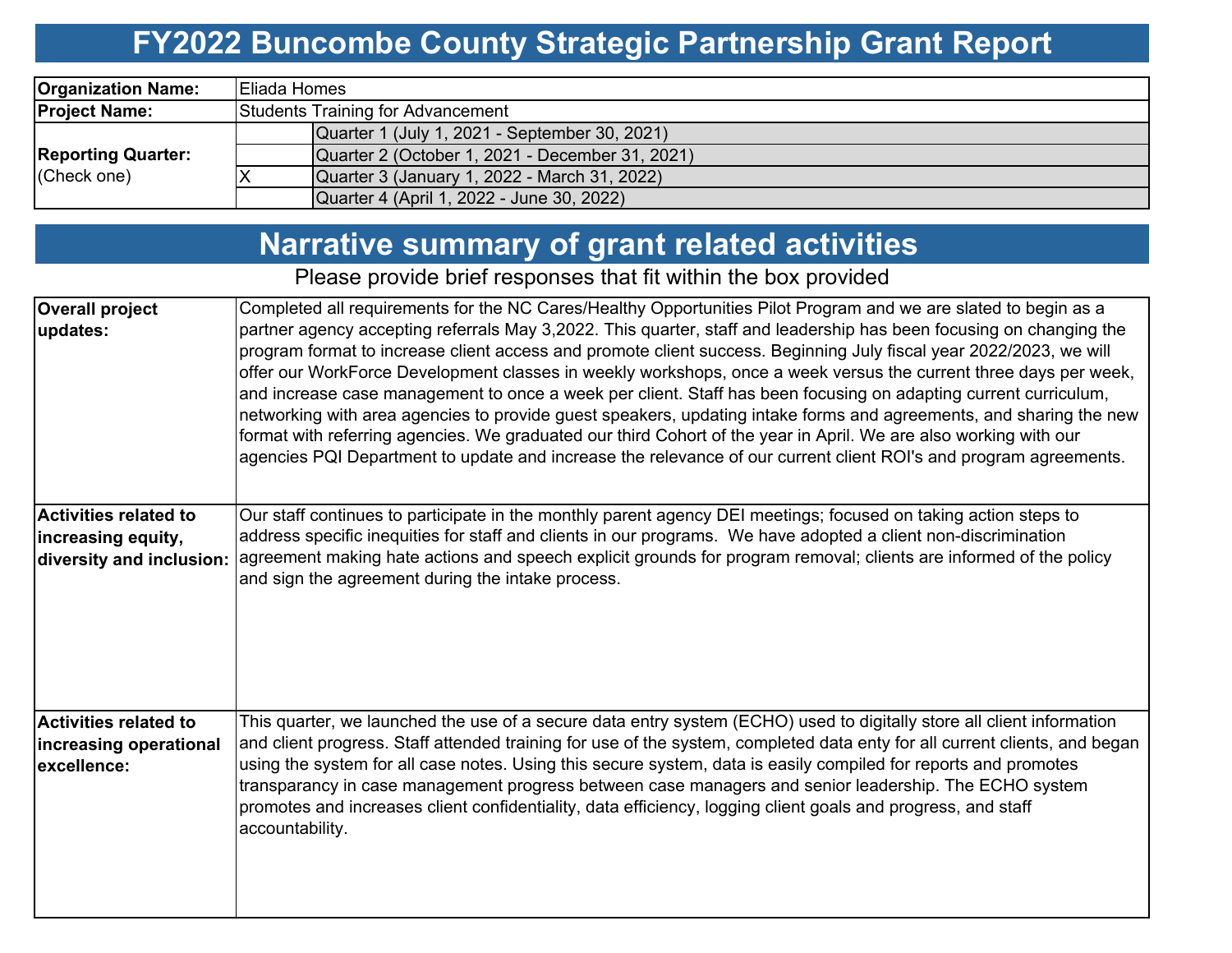# FY2022 Buncombe County Strategic Partnership Grant Report

| | | |
|---|---|---|
| **Organization Name:** | Eliada Homes | |
| **Project Name:** | Students Training for Advancement | |
| **Reporting Quarter:** (Check one) | | Quarter 1 (July 1, 2021 - September 30, 2021) |
| | | Quarter 2 (October 1, 2021 - December 31, 2021) |
| | X | Quarter 3 (January 1, 2022 - March 31, 2022) |
| | | Quarter 4 (April 1, 2022 - June 30, 2022) |

## Narrative summary of grant related activities

Please provide brief responses that fit within the box provided

| | |
|---|---|
| **Overall project updates:** | Completed all requirements for the NC Cares/Healthy Opportunities Pilot Program and we are slated to begin as a partner agency accepting referrals May 3,2022. This quarter, staff and leadership has been focusing on changing the program format to increase client access and promote client success. Beginning July fiscal year 2022/2023, we will offer our WorkForce Development classes in weekly workshops, once a week versus the current three days per week, and increase case management to once a week per client. Staff has been focusing on adapting current curriculum, networking with area agencies to provide guest speakers, updating intake forms and agreements, and sharing the new format with referring agencies. We graduated our third Cohort of the year in April. We are also working with our agencies PQI Department to update and increase the relevance of our current client ROI's and program agreements. |
| **Activities related to increasing equity, diversity and inclusion:** | Our staff continues to participate in the monthly parent agency DEI meetings; focused on taking action steps to address specific inequities for staff and clients in our programs. We have adopted a client non-discrimination agreement making hate actions and speech explicit grounds for program removal; clients are informed of the policy and sign the agreement during the intake process. |
| **Activities related to increasing operational excellence:** | This quarter, we launched the use of a secure data entry system (ECHO) used to digitally store all client information and client progress. Staff attended training for use of the system, completed data enty for all current clients, and began using the system for all case notes. Using this secure system, data is easily compiled for reports and promotes transparancy in case management progress between case managers and senior leadership. The ECHO system promotes and increases client confidentiality, data efficiency, logging client goals and progress, and staff accountability. |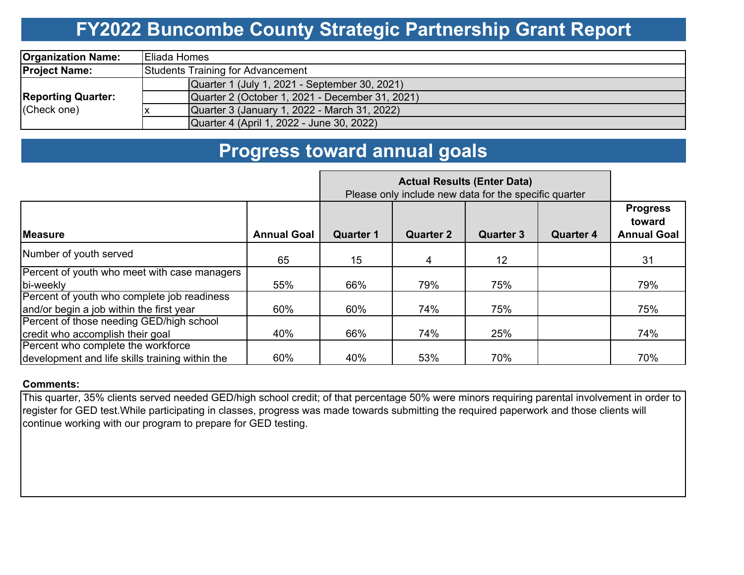# FY2022 Buncombe County Strategic Partnership Grant Report

| | | |
|---|---|---|
| **Organization Name:** | Eliada Homes | |
| **Project Name:** | Students Training for Advancement | |
| **Reporting Quarter:** (Check one) | | Quarter 1 (July 1, 2021 - September 30, 2021) |
| | | Quarter 2 (October 1, 2021 - December 31, 2021) |
| | x | Quarter 3 (January 1, 2022 - March 31, 2022) |
| | | Quarter 4 (April 1, 2022 - June 30, 2022) |

# Progress toward annual goals

| | | **Actual Results (Enter Data)** Please only include new data for the specific quarter | | | | |
|---|---|---|---|---|---|---|
| **Measure** | **Annual Goal** | **Quarter 1** | **Quarter 2** | **Quarter 3** | **Quarter 4** | **Progress toward Annual Goal** |
| Number of youth served | 65 | 15 | 4 | 12 | | 31 |
| Percent of youth who meet with case managers bi-weekly | 55% | 66% | 79% | 75% | | 79% |
| Percent of youth who complete job readiness and/or begin a job within the first year | 60% | 60% | 74% | 75% | | 75% |
| Percent of those needing GED/high school credit who accomplish their goal | 40% | 66% | 74% | 25% | | 74% |
| Percent who complete the workforce development and life skills training within the | 60% | 40% | 53% | 70% | | 70% |

**Comments:**

This quarter, 35% clients served needed GED/high school credit; of that percentage 50% were minors requiring parental involvement in order to register for GED test.While participating in classes, progress was made towards submitting the required paperwork and those clients will continue working with our program to prepare for GED testing.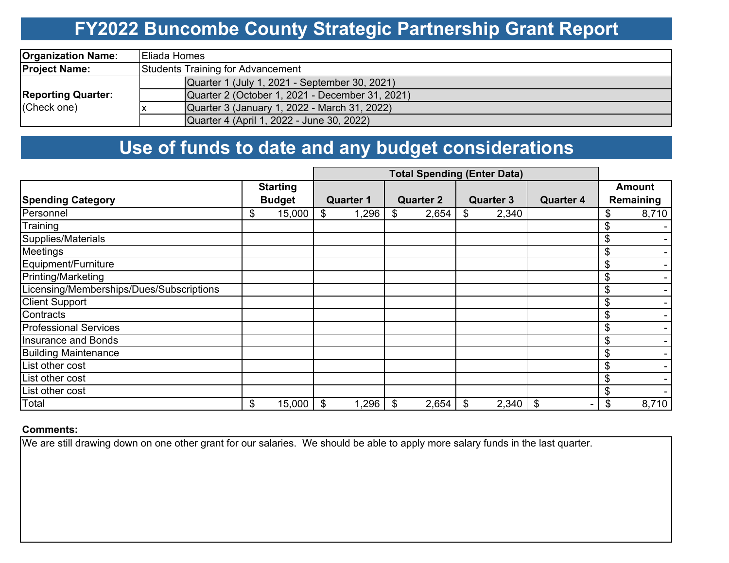# FY2022 Buncombe County Strategic Partnership Grant Report

| | | |
|---|---|---|
| **Organization Name:** | Eliada Homes | |
| **Project Name:** | Students Training for Advancement | |
| **Reporting Quarter:** (Check one) | | Quarter 1 (July 1, 2021 - September 30, 2021) |
| | | Quarter 2 (October 1, 2021 - December 31, 2021) |
| | x | Quarter 3 (January 1, 2022 - March 31, 2022) |
| | | Quarter 4 (April 1, 2022 - June 30, 2022) |

# Use of funds to date and any budget considerations

| | | Total Spending (Enter Data) | | | | |
|---|---|---|---|---|---|---|
| **Spending Category** | **Starting Budget** | **Quarter 1** | **Quarter 2** | **Quarter 3** | **Quarter 4** | **Amount Remaining** |
| Personnel | $ 15,000 | $ 1,296 | $ 2,654 | $ 2,340 | | $ 8,710 |
| Training | | | | | | $ - |
| Supplies/Materials | | | | | | $ - |
| Meetings | | | | | | $ - |
| Equipment/Furniture | | | | | | $ - |
| Printing/Marketing | | | | | | $ - |
| Licensing/Memberships/Dues/Subscriptions | | | | | | $ - |
| Client Support | | | | | | $ - |
| Contracts | | | | | | $ - |
| Professional Services | | | | | | $ - |
| Insurance and Bonds | | | | | | $ - |
| Building Maintenance | | | | | | $ - |
| List other cost | | | | | | $ - |
| List other cost | | | | | | $ - |
| List other cost | | | | | | $ - |
| Total | $ 15,000 | $ 1,296 | $ 2,654 | $ 2,340 | $ - | $ 8,710 |

**Comments:**

We are still drawing down on one other grant for our salaries. We should be able to apply more salary funds in the last quarter.